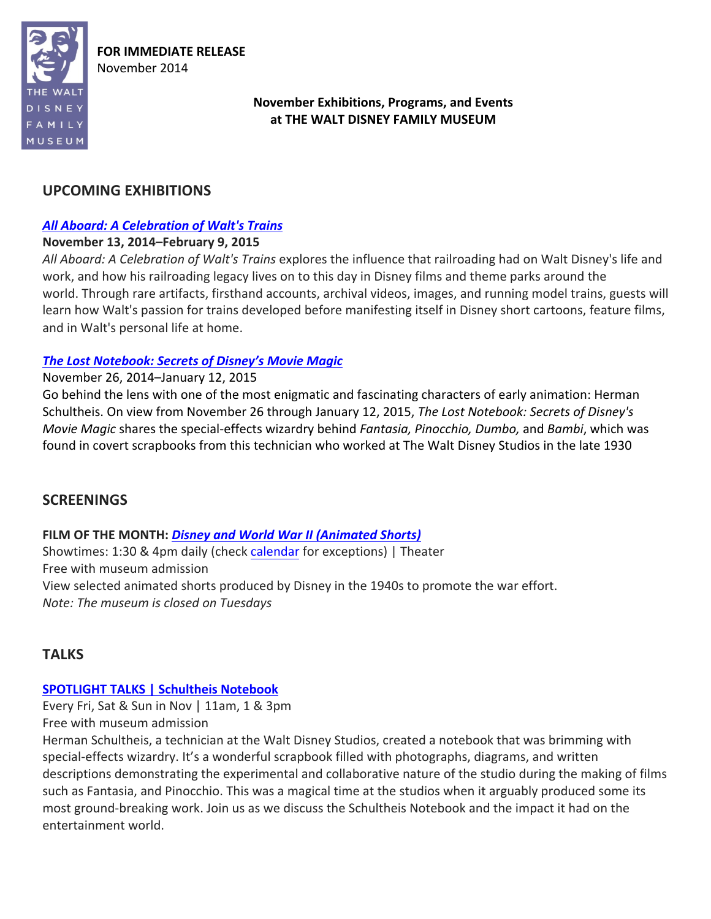THE WALT DISNEY FAMILY MUSEUM

**FOR IMMEDIATE RELEASE**
November 2014

**November Exhibitions, Programs, and Events at THE WALT DISNEY FAMILY MUSEUM**

## UPCOMING EXHIBITIONS

### [*All Aboard: A Celebration of Walt's Trains*]

**November 13, 2014–February 9, 2015**

*All Aboard: A Celebration of Walt's Trains* explores the influence that railroading had on Walt Disney's life and work, and how his railroading legacy lives on to this day in Disney films and theme parks around the world. Through rare artifacts, firsthand accounts, archival videos, images, and running model trains, guests will learn how Walt's passion for trains developed before manifesting itself in Disney short cartoons, feature films, and in Walt's personal life at home.

### [*The Lost Notebook: Secrets of Disney's Movie Magic*]

November 26, 2014–January 12, 2015

Go behind the lens with one of the most enigmatic and fascinating characters of early animation: Herman Schultheis. On view from November 26 through January 12, 2015, *The Lost Notebook: Secrets of Disney's Movie Magic* shares the special-effects wizardry behind *Fantasia, Pinocchio, Dumbo,* and *Bambi*, which was found in covert scrapbooks from this technician who worked at The Walt Disney Studios in the late 1930

## SCREENINGS

**FILM OF THE MONTH: [*Disney and World War II (Animated Shorts)*]**

Showtimes: 1:30 & 4pm daily (check calendar for exceptions) | Theater

Free with museum admission

View selected animated shorts produced by Disney in the 1940s to promote the war effort.

*Note: The museum is closed on Tuesdays*

## TALKS

### SPOTLIGHT TALKS | Schultheis Notebook

Every Fri, Sat & Sun in Nov | 11am, 1 & 3pm

Free with museum admission

Herman Schultheis, a technician at the Walt Disney Studios, created a notebook that was brimming with special-effects wizardry. It's a wonderful scrapbook filled with photographs, diagrams, and written descriptions demonstrating the experimental and collaborative nature of the studio during the making of films such as Fantasia, and Pinocchio. This was a magical time at the studios when it arguably produced some its most ground-breaking work. Join us as we discuss the Schultheis Notebook and the impact it had on the entertainment world.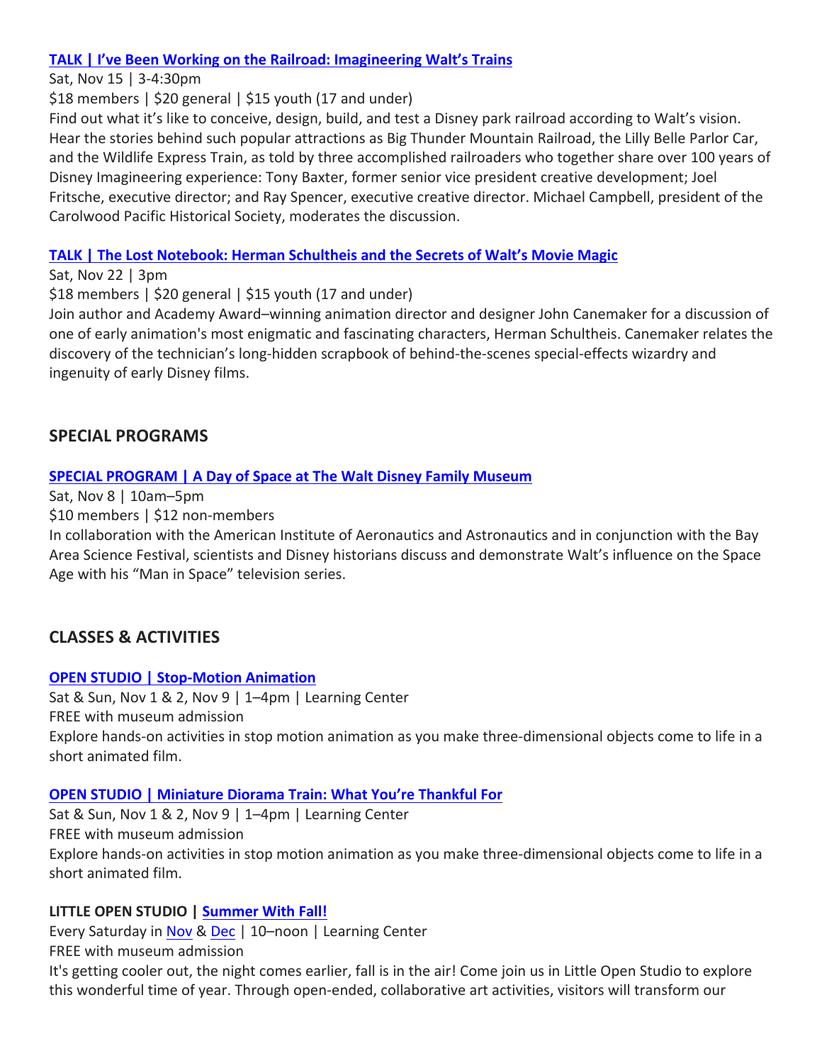**[TALK | I've Been Working on the Railroad: Imagineering Walt's Trains]**

Sat, Nov 15 | 3-4:30pm

$18 members | $20 general | $15 youth (17 and under)

Find out what it's like to conceive, design, build, and test a Disney park railroad according to Walt's vision. Hear the stories behind such popular attractions as Big Thunder Mountain Railroad, the Lilly Belle Parlor Car, and the Wildlife Express Train, as told by three accomplished railroaders who together share over 100 years of Disney Imagineering experience: Tony Baxter, former senior vice president creative development; Joel Fritsche, executive director; and Ray Spencer, executive creative director. Michael Campbell, president of the Carolwood Pacific Historical Society, moderates the discussion.

**TALK | The Lost Notebook: Herman Schultheis and the Secrets of Walt's Movie Magic**

Sat, Nov 22 | 3pm

$18 members | $20 general | $15 youth (17 and under)

Join author and Academy Award–winning animation director and designer John Canemaker for a discussion of one of early animation's most enigmatic and fascinating characters, Herman Schultheis. Canemaker relates the discovery of the technician's long-hidden scrapbook of behind-the-scenes special-effects wizardry and ingenuity of early Disney films.

## SPECIAL PROGRAMS

**SPECIAL PROGRAM | A Day of Space at The Walt Disney Family Museum**

Sat, Nov 8 | 10am–5pm

$10 members | $12 non-members

In collaboration with the American Institute of Aeronautics and Astronautics and in conjunction with the Bay Area Science Festival, scientists and Disney historians discuss and demonstrate Walt's influence on the Space Age with his "Man in Space" television series.

## CLASSES & ACTIVITIES

**OPEN STUDIO | Stop-Motion Animation**

Sat & Sun, Nov 1 & 2, Nov 9 | 1–4pm | Learning Center

FREE with museum admission

Explore hands-on activities in stop motion animation as you make three-dimensional objects come to life in a short animated film.

**OPEN STUDIO | Miniature Diorama Train: What You're Thankful For**

Sat & Sun, Nov 1 & 2, Nov 9 | 1–4pm | Learning Center

FREE with museum admission

Explore hands-on activities in stop motion animation as you make three-dimensional objects come to life in a short animated film.

**LITTLE OPEN STUDIO | Summer With Fall!**

Every Saturday in Nov & Dec | 10–noon | Learning Center

FREE with museum admission

It's getting cooler out, the night comes earlier, fall is in the air! Come join us in Little Open Studio to explore this wonderful time of year. Through open-ended, collaborative art activities, visitors will transform our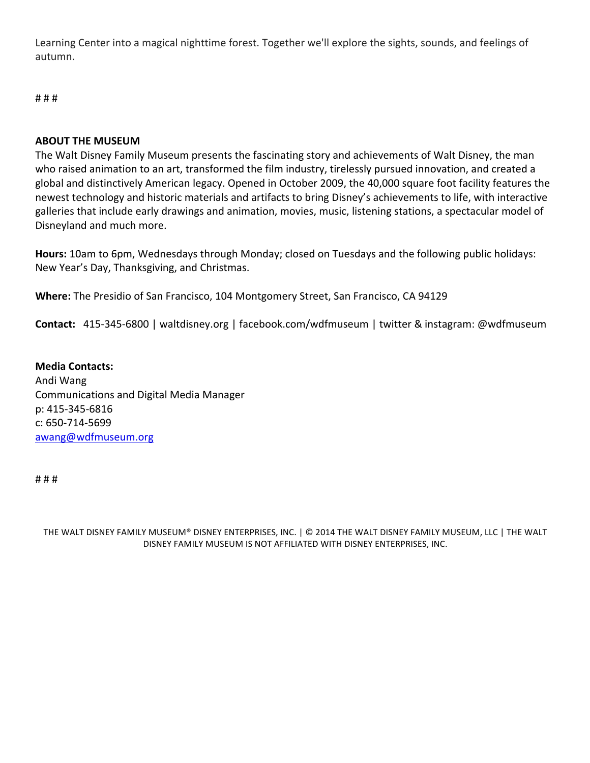Learning Center into a magical nighttime forest. Together we'll explore the sights, sounds, and feelings of autumn.

# # #

**ABOUT THE MUSEUM**

The Walt Disney Family Museum presents the fascinating story and achievements of Walt Disney, the man who raised animation to an art, transformed the film industry, tirelessly pursued innovation, and created a global and distinctively American legacy. Opened in October 2009, the 40,000 square foot facility features the newest technology and historic materials and artifacts to bring Disney's achievements to life, with interactive galleries that include early drawings and animation, movies, music, listening stations, a spectacular model of Disneyland and much more.

**Hours:** 10am to 6pm, Wednesdays through Monday; closed on Tuesdays and the following public holidays: New Year's Day, Thanksgiving, and Christmas.

**Where:** The Presidio of San Francisco, 104 Montgomery Street, San Francisco, CA 94129

**Contact:** 415-345-6800 | waltdisney.org | facebook.com/wdfmuseum | twitter & instagram: @wdfmuseum

**Media Contacts:**
Andi Wang
Communications and Digital Media Manager
p: 415-345-6816
c: 650-714-5699
awang@wdfmuseum.org

# # #

THE WALT DISNEY FAMILY MUSEUM® DISNEY ENTERPRISES, INC. | © 2014 THE WALT DISNEY FAMILY MUSEUM, LLC | THE WALT DISNEY FAMILY MUSEUM IS NOT AFFILIATED WITH DISNEY ENTERPRISES, INC.